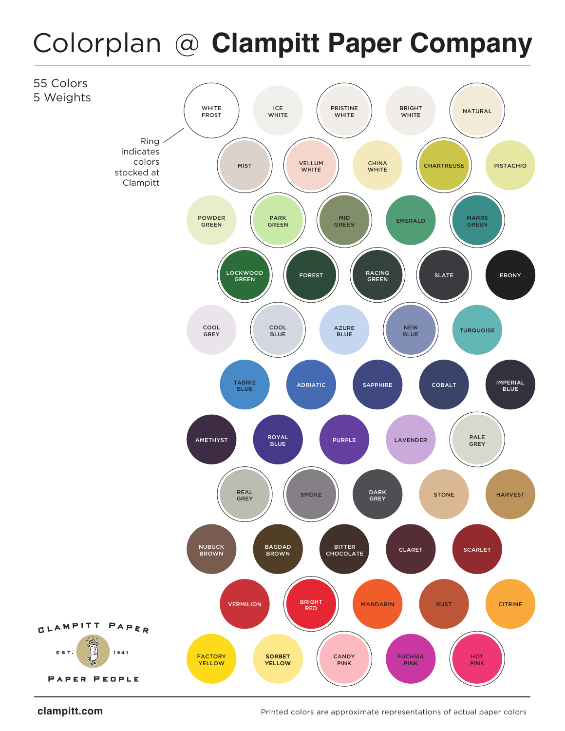# Colorplan @ **Clampitt Paper Company**

55 Colors
5 Weights

Ring indicates colors stocked at Clampitt

WHITE FROST
ICE WHITE
PRISTINE WHITE
BRIGHT WHITE
NATURAL

MIST
VELLUM WHITE
CHINA WHITE
CHARTREUSE
PISTACHIO

POWDER GREEN
PARK GREEN
MID GREEN
EMERALD
MARRS GREEN

LOCKWOOD GREEN
FOREST
RACING GREEN
SLATE
EBONY

COOL GREY
COOL BLUE
AZURE BLUE
NEW BLUE
TURQUOISE

TABRIZ BLUE
ADRIATIC
SAPPHIRE
COBALT
IMPERIAL BLUE

AMETHYST
ROYAL BLUE
PURPLE
LAVENDER
PALE GREY

REAL GREY
SMOKE
DARK GREY
STONE
HARVEST

NUBUCK BROWN
BAGDAD BROWN
BITTER CHOCOLATE
CLARET
SCARLET

VERMILION
BRIGHT RED
MANDARIN
RUST
CITRINE

FACTORY YELLOW
SORBET YELLOW
CANDY PINK
FUCHSIA PINK
HOT PINK

CLAMPITT PAPER
EST. 1941
PAPER PEOPLE

clampitt.com

Printed colors are approximate representations of actual paper colors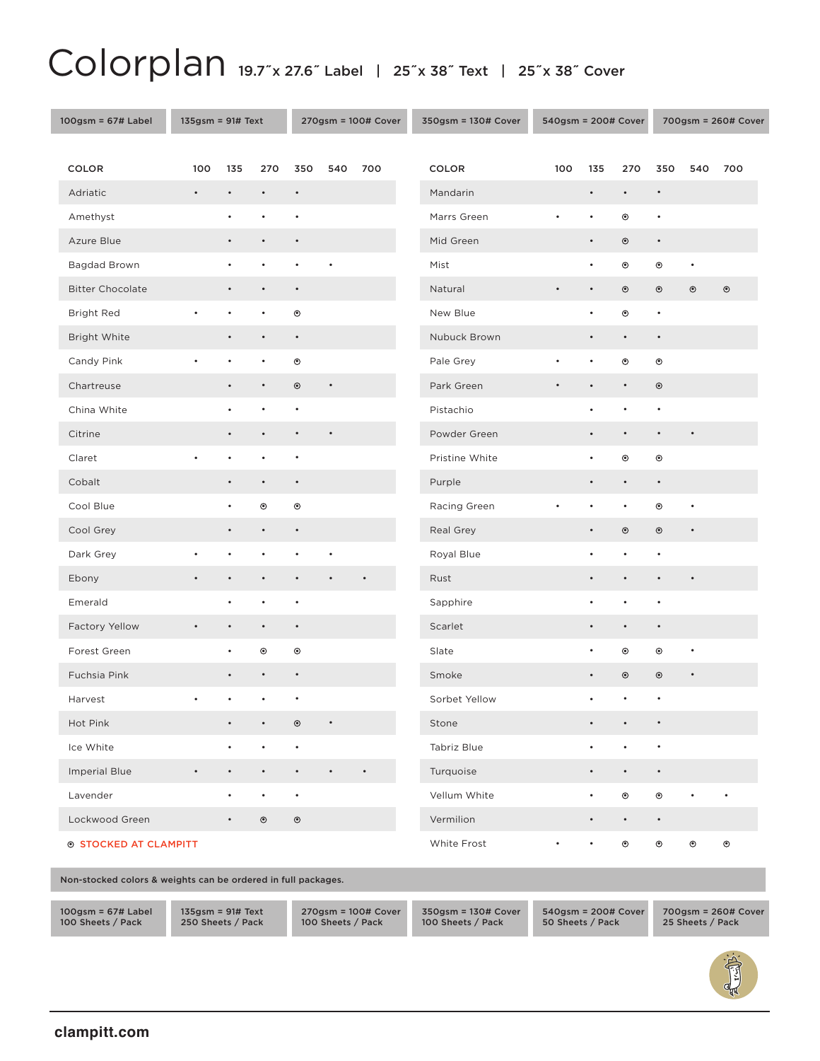# Colorplan 19.7˝x 27.6˝ Label | 25˝x 38˝ Text | 25˝x 38˝ Cover

| 100gsm = 67# Label | 135gsm = 91# Text | 270gsm = 100# Cover | 350gsm = 130# Cover | 540gsm = 200# Cover | 700gsm = 260# Cover |
|---|---|---|---|---|---|

| COLOR | 100 | 135 | 270 | 350 | 540 | 700 |
|---|---|---|---|---|---|---|
| Adriatic | • | • | • | • | | |
| Amethyst | | • | • | • | | |
| Azure Blue | | • | • | • | | |
| Bagdad Brown | | • | • | • | • | |
| Bitter Chocolate | | • | • | • | | |
| Bright Red | • | • | • | ⊙ | | |
| Bright White | | • | • | • | | |
| Candy Pink | • | • | • | ⊙ | | |
| Chartreuse | | • | • | ⊙ | • | |
| China White | | • | • | • | | |
| Citrine | | • | • | • | • | |
| Claret | • | • | • | • | | |
| Cobalt | | • | • | • | | |
| Cool Blue | | • | ⊙ | ⊙ | | |
| Cool Grey | | • | • | • | | |
| Dark Grey | • | • | • | • | • | |
| Ebony | • | • | • | • | • | • |
| Emerald | | • | • | • | | |
| Factory Yellow | • | • | • | • | | |
| Forest Green | | • | ⊙ | ⊙ | | |
| Fuchsia Pink | | • | • | • | | |
| Harvest | • | • | • | • | | |
| Hot Pink | | • | • | ⊙ | • | |
| Ice White | | • | • | • | | |
| Imperial Blue | • | • | • | • | • | • |
| Lavender | | • | • | • | | |
| Lockwood Green | | • | ⊙ | ⊙ | | |
| Mandarin | | • | • | • | | |
| Marrs Green | • | • | ⊙ | • | | |
| Mid Green | | • | ⊙ | • | | |
| Mist | | • | ⊙ | ⊙ | • | |
| Natural | • | • | ⊙ | ⊙ | ⊙ | ⊙ |
| New Blue | | • | ⊙ | • | | |
| Nubuck Brown | | • | • | • | | |
| Pale Grey | • | • | ⊙ | ⊙ | | |
| Park Green | • | • | • | ⊙ | | |
| Pistachio | | • | • | • | | |
| Powder Green | | • | • | • | • | |
| Pristine White | | • | ⊙ | ⊙ | | |
| Purple | | • | • | • | | |
| Racing Green | • | • | • | ⊙ | • | |
| Real Grey | | • | ⊙ | ⊙ | • | |
| Royal Blue | | • | • | • | | |
| Rust | | • | • | • | • | |
| Sapphire | | • | • | • | | |
| Scarlet | | • | • | • | | |
| Slate | | • | ⊙ | ⊙ | • | |
| Smoke | | • | ⊙ | ⊙ | • | |
| Sorbet Yellow | | • | • | • | | |
| Stone | | • | • | • | | |
| Tabriz Blue | | • | • | • | | |
| Turquoise | | • | • | • | | |
| Vellum White | | • | ⊙ | ⊙ | • | • |
| Vermilion | | • | • | • | | |
| White Frost | • | • | ⊙ | ⊙ | ⊙ | ⊙ |

⊙ STOCKED AT CLAMPITT

Non-stocked colors & weights can be ordered in full packages.

| 100gsm = 67# Label | 135gsm = 91# Text | 270gsm = 100# Cover | 350gsm = 130# Cover | 540gsm = 200# Cover | 700gsm = 260# Cover |
|---|---|---|---|---|---|
| 100 Sheets / Pack | 250 Sheets / Pack | 100 Sheets / Pack | 100 Sheets / Pack | 50 Sheets / Pack | 25 Sheets / Pack |

clampitt.com